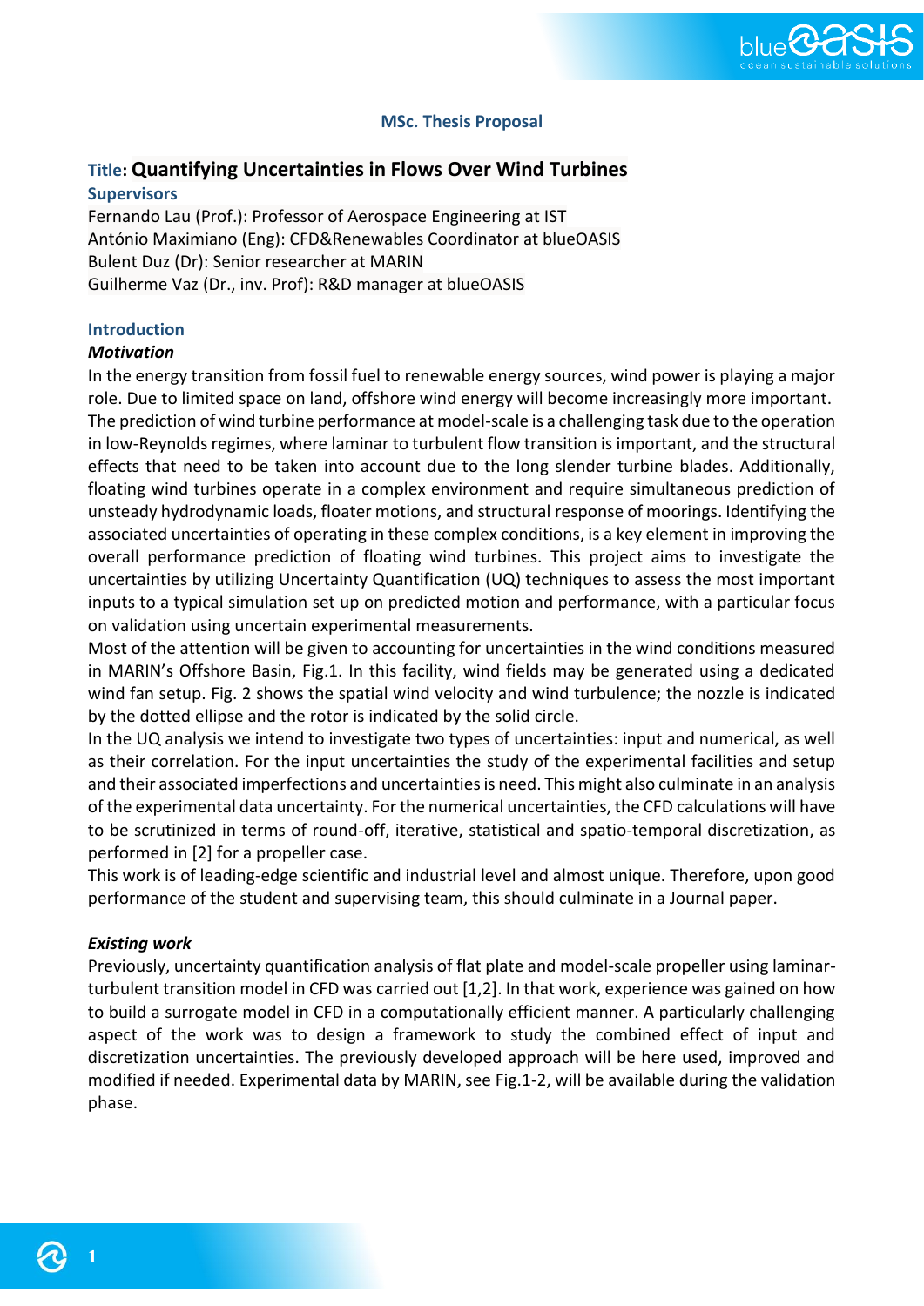**MSc. Thesis Proposal**

# Title: Quantifying Uncertainties in Flows Over Wind Turbines

**Supervisors**

Fernando Lau (Prof.): Professor of Aerospace Engineering at IST
António Maximiano (Eng): CFD&Renewables Coordinator at blueOASIS
Bulent Duz (Dr): Senior researcher at MARIN
Guilherme Vaz (Dr., inv. Prof): R&D manager at blueOASIS

## Introduction

### *Motivation*

In the energy transition from fossil fuel to renewable energy sources, wind power is playing a major role. Due to limited space on land, offshore wind energy will become increasingly more important. The prediction of wind turbine performance at model-scale is a challenging task due to the operation in low-Reynolds regimes, where laminar to turbulent flow transition is important, and the structural effects that need to be taken into account due to the long slender turbine blades. Additionally, floating wind turbines operate in a complex environment and require simultaneous prediction of unsteady hydrodynamic loads, floater motions, and structural response of moorings. Identifying the associated uncertainties of operating in these complex conditions, is a key element in improving the overall performance prediction of floating wind turbines. This project aims to investigate the uncertainties by utilizing Uncertainty Quantification (UQ) techniques to assess the most important inputs to a typical simulation set up on predicted motion and performance, with a particular focus on validation using uncertain experimental measurements.

Most of the attention will be given to accounting for uncertainties in the wind conditions measured in MARIN's Offshore Basin, Fig.1. In this facility, wind fields may be generated using a dedicated wind fan setup. Fig. 2 shows the spatial wind velocity and wind turbulence; the nozzle is indicated by the dotted ellipse and the rotor is indicated by the solid circle.

In the UQ analysis we intend to investigate two types of uncertainties: input and numerical, as well as their correlation. For the input uncertainties the study of the experimental facilities and setup and their associated imperfections and uncertainties is need. This might also culminate in an analysis of the experimental data uncertainty. For the numerical uncertainties, the CFD calculations will have to be scrutinized in terms of round-off, iterative, statistical and spatio-temporal discretization, as performed in [2] for a propeller case.

This work is of leading-edge scientific and industrial level and almost unique. Therefore, upon good performance of the student and supervising team, this should culminate in a Journal paper.

### *Existing work*

Previously, uncertainty quantification analysis of flat plate and model-scale propeller using laminar-turbulent transition model in CFD was carried out [1,2]. In that work, experience was gained on how to build a surrogate model in CFD in a computationally efficient manner. A particularly challenging aspect of the work was to design a framework to study the combined effect of input and discretization uncertainties. The previously developed approach will be here used, improved and modified if needed. Experimental data by MARIN, see Fig.1-2, will be available during the validation phase.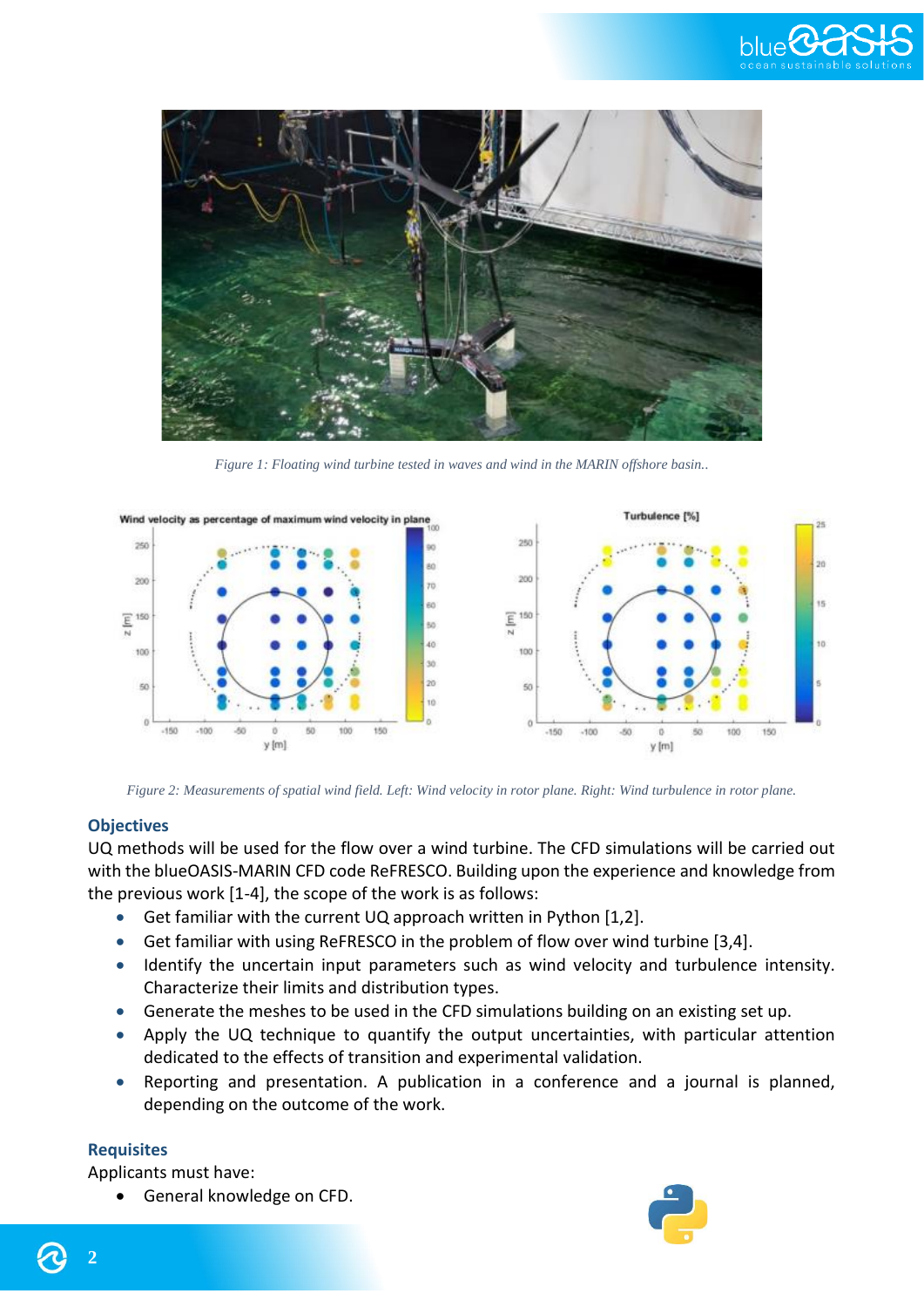*Figure 1: Floating wind turbine tested in waves and wind in the MARIN offshore basin..*

*Figure 2: Measurements of spatial wind field. Left: Wind velocity in rotor plane. Right: Wind turbulence in rotor plane.*

### Objectives

UQ methods will be used for the flow over a wind turbine. The CFD simulations will be carried out with the blueOASIS-MARIN CFD code ReFRESCO. Building upon the experience and knowledge from the previous work [1-4], the scope of the work is as follows:

- Get familiar with the current UQ approach written in Python [1,2].
- Get familiar with using ReFRESCO in the problem of flow over wind turbine [3,4].
- Identify the uncertain input parameters such as wind velocity and turbulence intensity. Characterize their limits and distribution types.
- Generate the meshes to be used in the CFD simulations building on an existing set up.
- Apply the UQ technique to quantify the output uncertainties, with particular attention dedicated to the effects of transition and experimental validation.
- Reporting and presentation. A publication in a conference and a journal is planned, depending on the outcome of the work.

### Requisites

Applicants must have:

- General knowledge on CFD.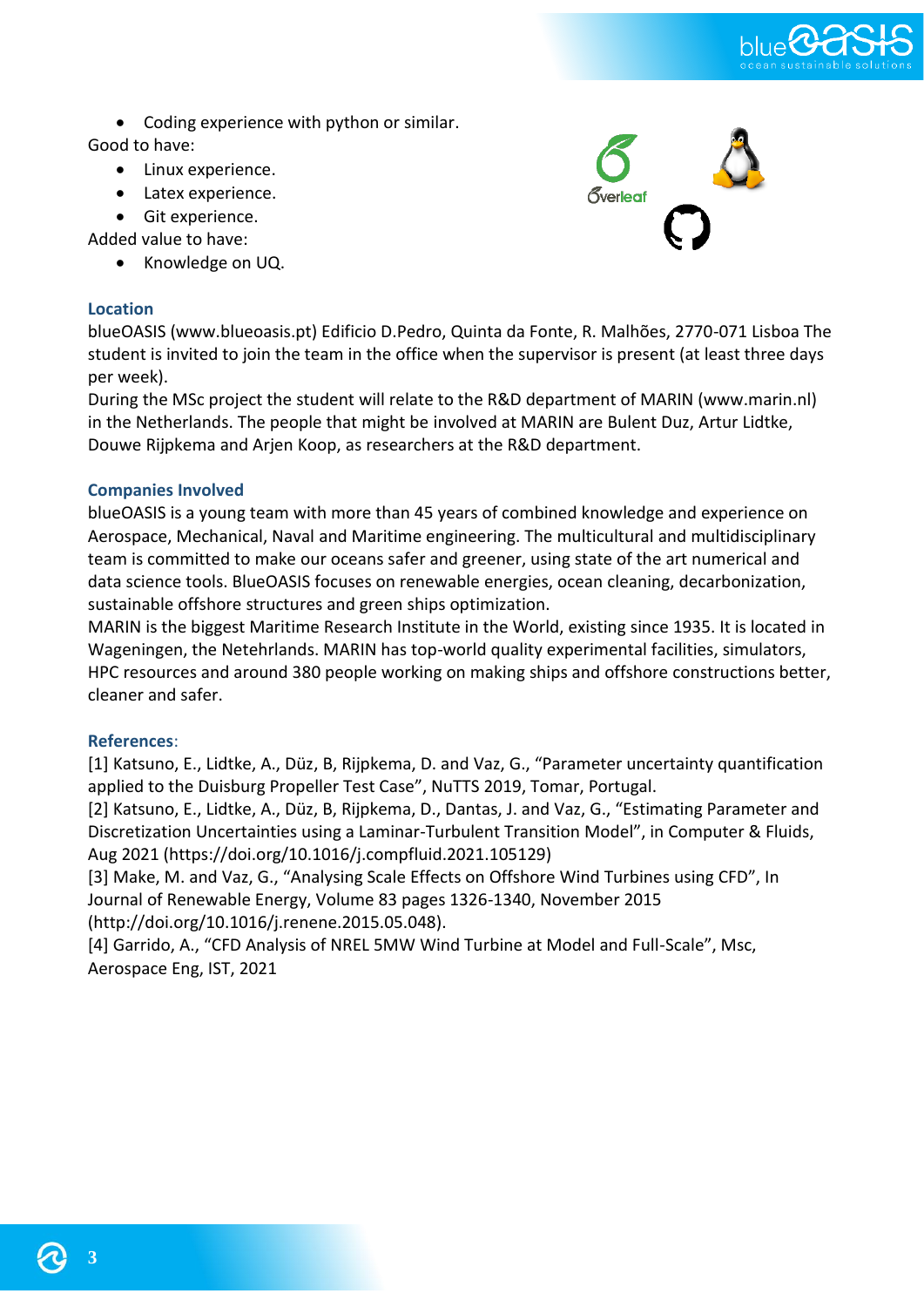- Coding experience with python or similar.

Good to have:

- Linux experience.
- Latex experience.
- Git experience.

Added value to have:

- Knowledge on UQ.

### Location

blueOASIS (www.blueoasis.pt) Edificio D.Pedro, Quinta da Fonte, R. Malhões, 2770-071 Lisboa The student is invited to join the team in the office when the supervisor is present (at least three days per week).

During the MSc project the student will relate to the R&D department of MARIN (www.marin.nl) in the Netherlands. The people that might be involved at MARIN are Bulent Duz, Artur Lidtke, Douwe Rijpkema and Arjen Koop, as researchers at the R&D department.

### Companies Involved

blueOASIS is a young team with more than 45 years of combined knowledge and experience on Aerospace, Mechanical, Naval and Maritime engineering. The multicultural and multidisciplinary team is committed to make our oceans safer and greener, using state of the art numerical and data science tools. BlueOASIS focuses on renewable energies, ocean cleaning, decarbonization, sustainable offshore structures and green ships optimization.

MARIN is the biggest Maritime Research Institute in the World, existing since 1935. It is located in Wageningen, the Netehrlands. MARIN has top-world quality experimental facilities, simulators, HPC resources and around 380 people working on making ships and offshore constructions better, cleaner and safer.

### References:

[1] Katsuno, E., Lidtke, A., Düz, B, Rijpkema, D. and Vaz, G., "Parameter uncertainty quantification applied to the Duisburg Propeller Test Case", NuTTS 2019, Tomar, Portugal.

[2] Katsuno, E., Lidtke, A., Düz, B, Rijpkema, D., Dantas, J. and Vaz, G., "Estimating Parameter and Discretization Uncertainties using a Laminar-Turbulent Transition Model", in Computer & Fluids, Aug 2021 (https://doi.org/10.1016/j.compfluid.2021.105129)

[3] Make, M. and Vaz, G., "Analysing Scale Effects on Offshore Wind Turbines using CFD", In Journal of Renewable Energy, Volume 83 pages 1326-1340, November 2015 (http://doi.org/10.1016/j.renene.2015.05.048).

[4] Garrido, A., "CFD Analysis of NREL 5MW Wind Turbine at Model and Full-Scale", Msc, Aerospace Eng, IST, 2021